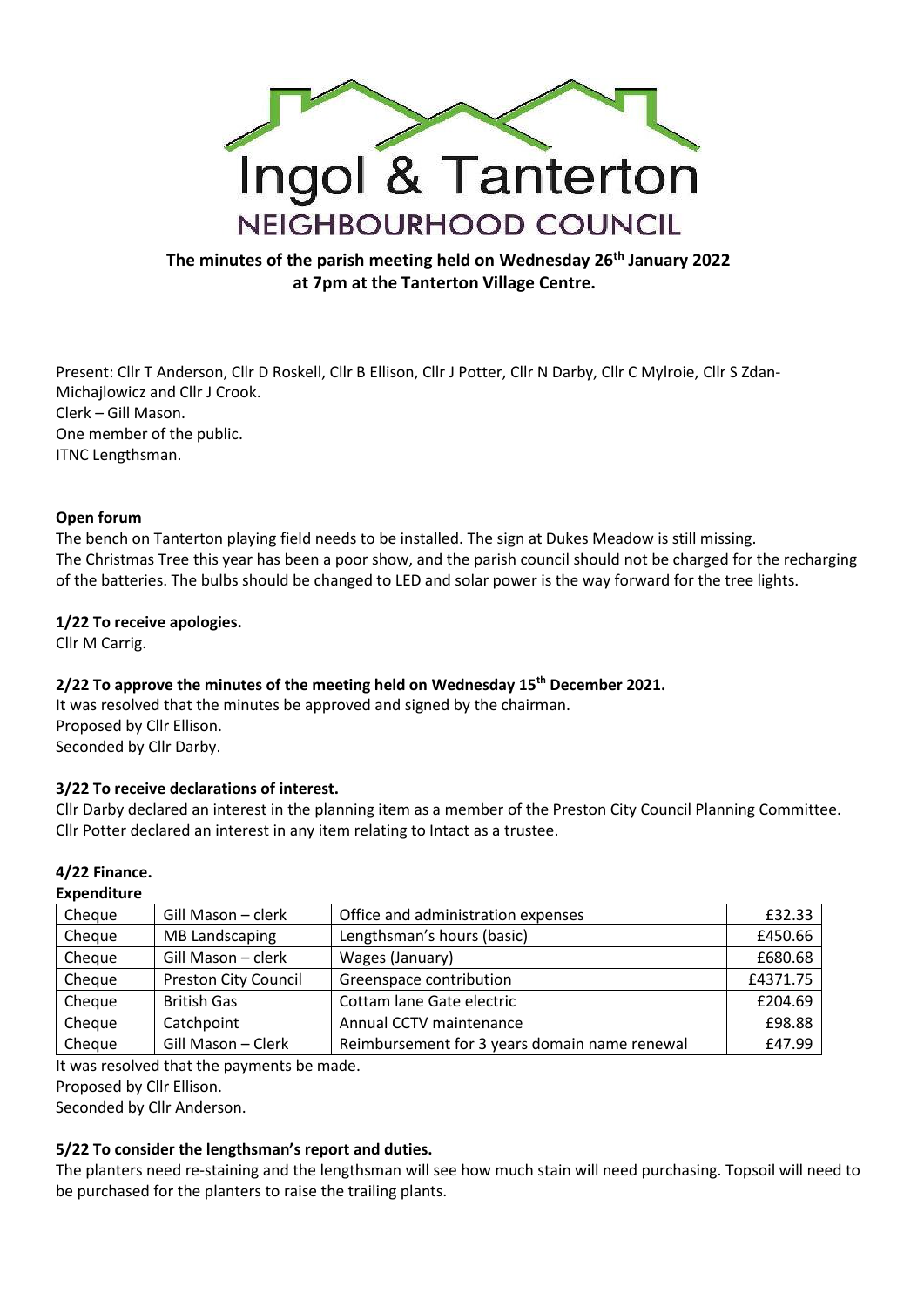Ingol & Tanterton

NEIGHBOURHOOD COUNCIL

**The minutes of the parish meeting held on Wednesday 26th January 2022 at 7pm at the Tanterton Village Centre.**

Present: Cllr T Anderson, Cllr D Roskell, Cllr B Ellison, Cllr J Potter, Cllr N Darby, Cllr C Mylroie, Cllr S Zdan-Michajlowicz and Cllr J Crook.
Clerk – Gill Mason.
One member of the public.
ITNC Lengthsman.

**Open forum**

The bench on Tanterton playing field needs to be installed. The sign at Dukes Meadow is still missing. The Christmas Tree this year has been a poor show, and the parish council should not be charged for the recharging of the batteries. The bulbs should be changed to LED and solar power is the way forward for the tree lights.

**1/22 To receive apologies.**

Cllr M Carrig.

**2/22 To approve the minutes of the meeting held on Wednesday 15th December 2021.**

It was resolved that the minutes be approved and signed by the chairman.
Proposed by Cllr Ellison.
Seconded by Cllr Darby.

**3/22 To receive declarations of interest.**

Cllr Darby declared an interest in the planning item as a member of the Preston City Council Planning Committee.
Cllr Potter declared an interest in any item relating to Intact as a trustee.

**4/22 Finance.**

**Expenditure**

| Cheque | Gill Mason – clerk | Office and administration expenses | £32.33 |
|---|---|---|---|
| Cheque | MB Landscaping | Lengthsman's hours (basic) | £450.66 |
| Cheque | Gill Mason – clerk | Wages (January) | £680.68 |
| Cheque | Preston City Council | Greenspace contribution | £4371.75 |
| Cheque | British Gas | Cottam lane Gate electric | £204.69 |
| Cheque | Catchpoint | Annual CCTV maintenance | £98.88 |
| Cheque | Gill Mason – Clerk | Reimbursement for 3 years domain name renewal | £47.99 |

It was resolved that the payments be made.
Proposed by Cllr Ellison.
Seconded by Cllr Anderson.

**5/22 To consider the lengthsman's report and duties.**

The planters need re-staining and the lengthsman will see how much stain will need purchasing. Topsoil will need to be purchased for the planters to raise the trailing plants.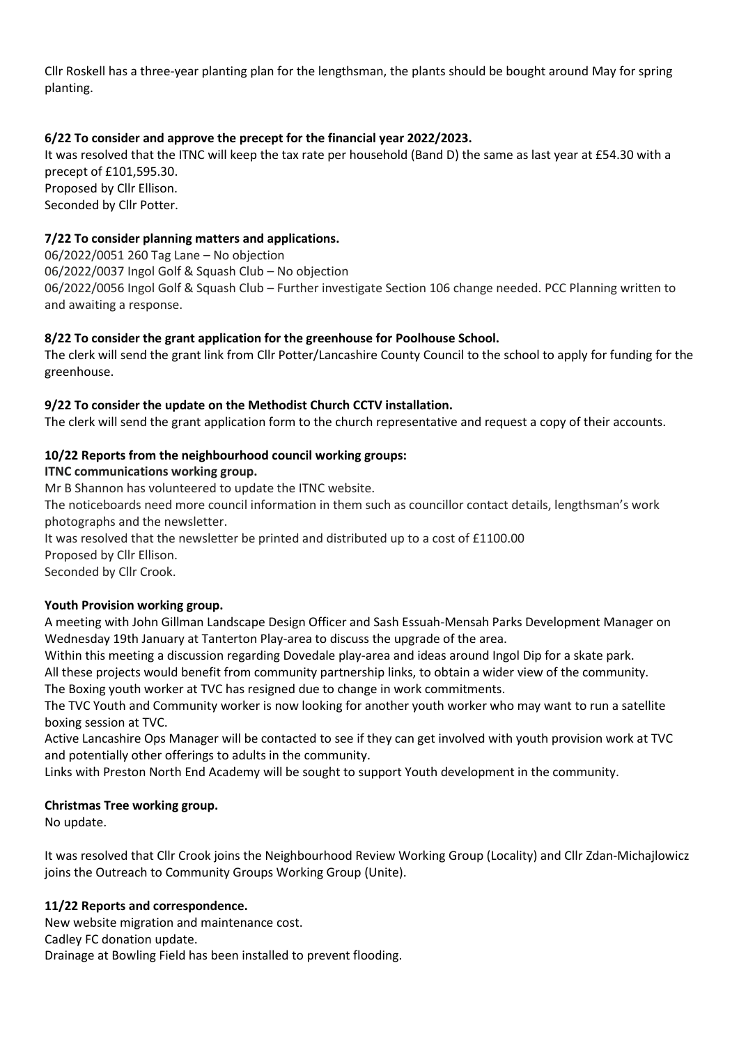Cllr Roskell has a three-year planting plan for the lengthsman, the plants should be bought around May for spring planting.

**6/22 To consider and approve the precept for the financial year 2022/2023.**

It was resolved that the ITNC will keep the tax rate per household (Band D) the same as last year at £54.30 with a precept of £101,595.30.
Proposed by Cllr Ellison.
Seconded by Cllr Potter.

**7/22 To consider planning matters and applications.**

06/2022/0051 260 Tag Lane – No objection
06/2022/0037 Ingol Golf & Squash Club – No objection
06/2022/0056 Ingol Golf & Squash Club – Further investigate Section 106 change needed. PCC Planning written to and awaiting a response.

**8/22 To consider the grant application for the greenhouse for Poolhouse School.**

The clerk will send the grant link from Cllr Potter/Lancashire County Council to the school to apply for funding for the greenhouse.

**9/22 To consider the update on the Methodist Church CCTV installation.**

The clerk will send the grant application form to the church representative and request a copy of their accounts.

**10/22 Reports from the neighbourhood council working groups:**

**ITNC communications working group.**

Mr B Shannon has volunteered to update the ITNC website.
The noticeboards need more council information in them such as councillor contact details, lengthsman's work photographs and the newsletter.
It was resolved that the newsletter be printed and distributed up to a cost of £1100.00
Proposed by Cllr Ellison.
Seconded by Cllr Crook.

**Youth Provision working group.**

A meeting with John Gillman Landscape Design Officer and Sash Essuah-Mensah Parks Development Manager on Wednesday 19th January at Tanterton Play-area to discuss the upgrade of the area.
Within this meeting a discussion regarding Dovedale play-area and ideas around Ingol Dip for a skate park.
All these projects would benefit from community partnership links, to obtain a wider view of the community.
The Boxing youth worker at TVC has resigned due to change in work commitments.
The TVC Youth and Community worker is now looking for another youth worker who may want to run a satellite boxing session at TVC.
Active Lancashire Ops Manager will be contacted to see if they can get involved with youth provision work at TVC and potentially other offerings to adults in the community.
Links with Preston North End Academy will be sought to support Youth development in the community.

**Christmas Tree working group.**

No update.

It was resolved that Cllr Crook joins the Neighbourhood Review Working Group (Locality) and Cllr Zdan-Michajlowicz joins the Outreach to Community Groups Working Group (Unite).

**11/22 Reports and correspondence.**

New website migration and maintenance cost.
Cadley FC donation update.
Drainage at Bowling Field has been installed to prevent flooding.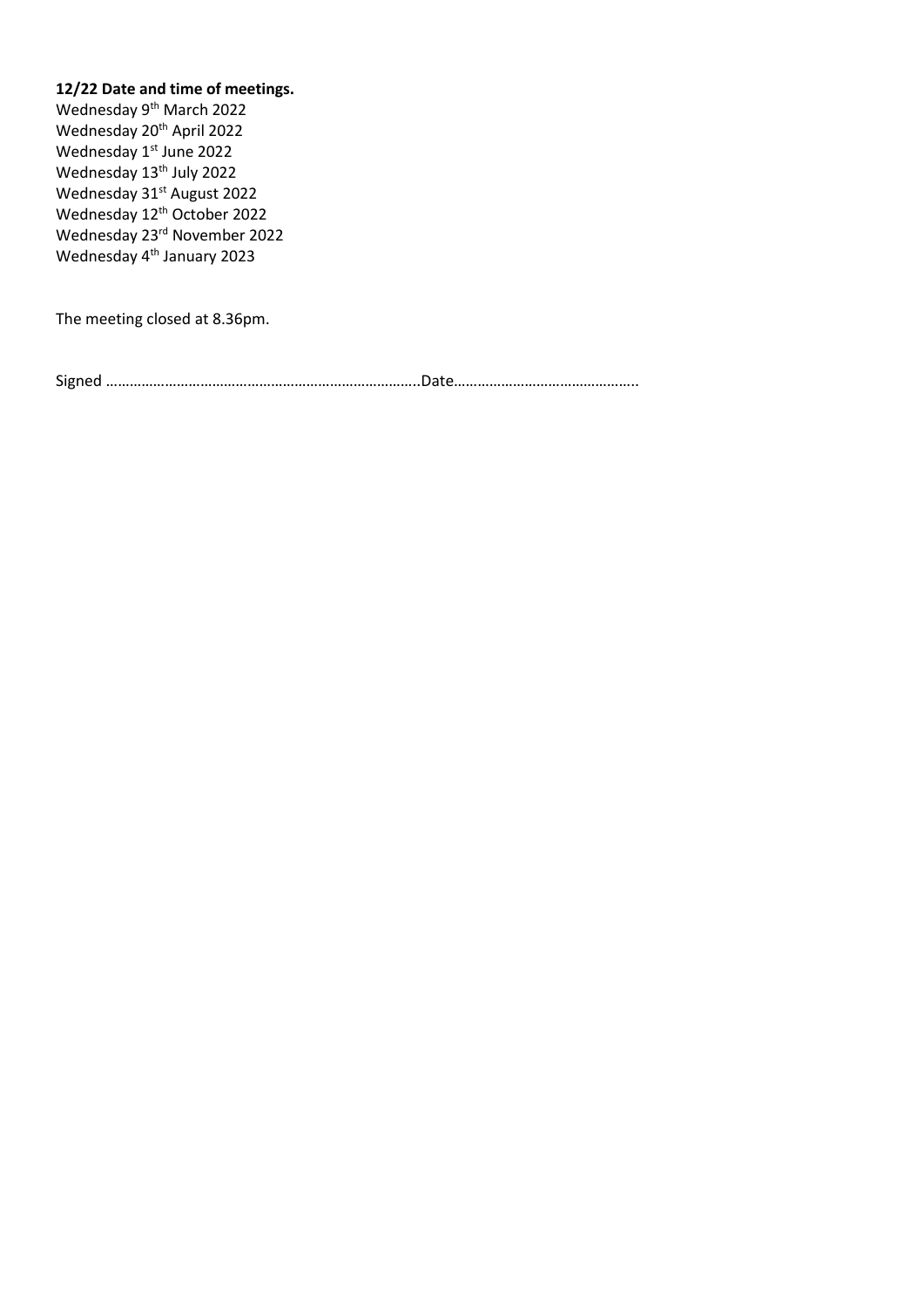**12/22 Date and time of meetings.**

Wednesday 9th March 2022
Wednesday 20th April 2022
Wednesday 1st June 2022
Wednesday 13th July 2022
Wednesday 31st August 2022
Wednesday 12th October 2022
Wednesday 23rd November 2022
Wednesday 4th January 2023

The meeting closed at 8.36pm.

Signed ……………………………………………………………………..Date………………………………………..